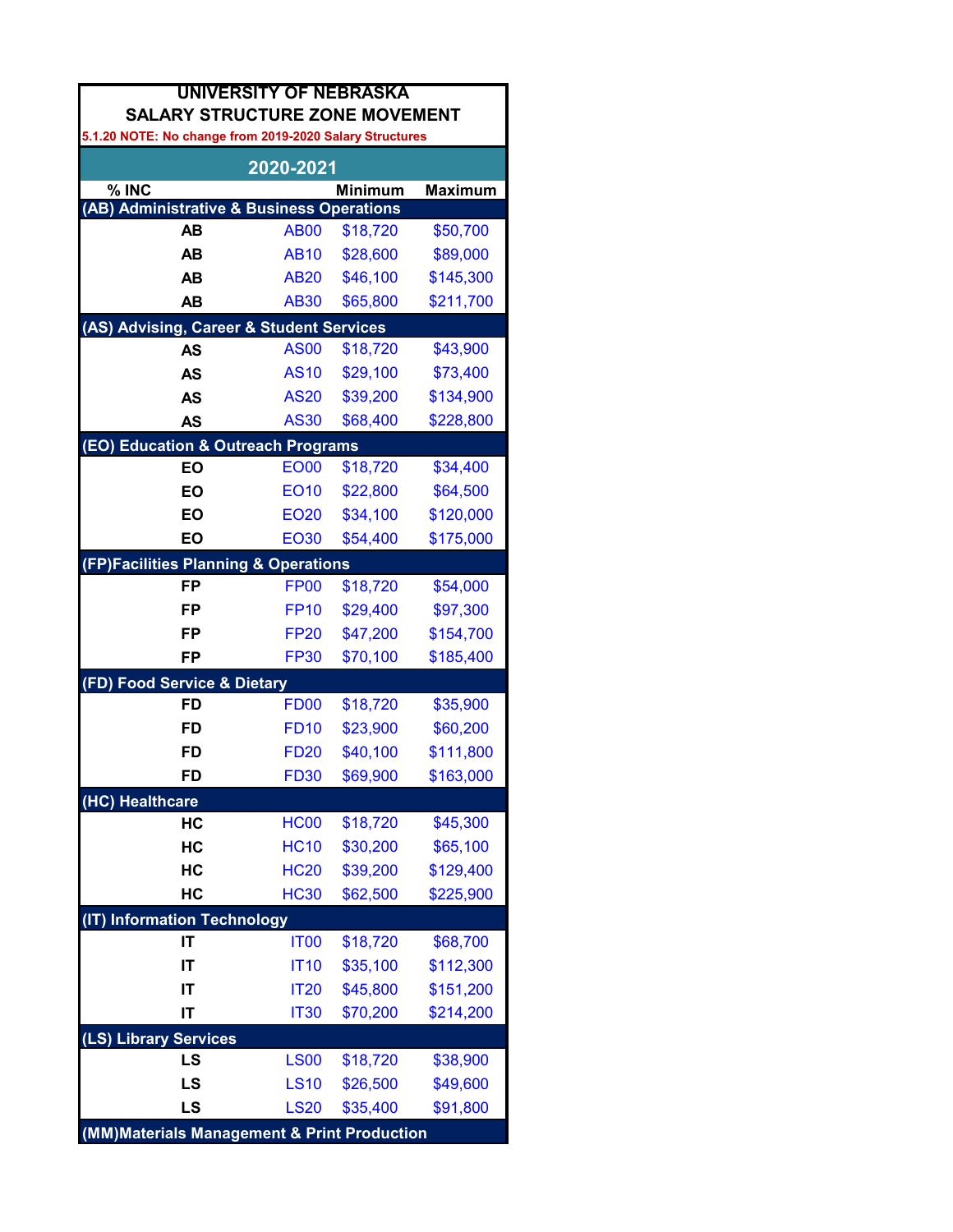# UNIVERSITY OF NEBRASKA

## SALARY STRUCTURE ZONE MOVEMENT

**5.1.20 NOTE: No change from 2019-2020 Salary Structures**

| 2020-2021 | | | |
|---|---|---|---|
| % INC | | Minimum | Maximum |
| **(AB) Administrative & Business Operations** | | | |
| AB | AB00 | $18,720 | $50,700 |
| AB | AB10 | $28,600 | $89,000 |
| AB | AB20 | $46,100 | $145,300 |
| AB | AB30 | $65,800 | $211,700 |
| **(AS) Advising, Career & Student Services** | | | |
| AS | AS00 | $18,720 | $43,900 |
| AS | AS10 | $29,100 | $73,400 |
| AS | AS20 | $39,200 | $134,900 |
| AS | AS30 | $68,400 | $228,800 |
| **(EO) Education & Outreach Programs** | | | |
| EO | EO00 | $18,720 | $34,400 |
| EO | EO10 | $22,800 | $64,500 |
| EO | EO20 | $34,100 | $120,000 |
| EO | EO30 | $54,400 | $175,000 |
| **(FP)Facilities Planning & Operations** | | | |
| FP | FP00 | $18,720 | $54,000 |
| FP | FP10 | $29,400 | $97,300 |
| FP | FP20 | $47,200 | $154,700 |
| FP | FP30 | $70,100 | $185,400 |
| **(FD) Food Service & Dietary** | | | |
| FD | FD00 | $18,720 | $35,900 |
| FD | FD10 | $23,900 | $60,200 |
| FD | FD20 | $40,100 | $111,800 |
| FD | FD30 | $69,900 | $163,000 |
| **(HC) Healthcare** | | | |
| HC | HC00 | $18,720 | $45,300 |
| HC | HC10 | $30,200 | $65,100 |
| HC | HC20 | $39,200 | $129,400 |
| HC | HC30 | $62,500 | $225,900 |
| **(IT) Information Technology** | | | |
| IT | IT00 | $18,720 | $68,700 |
| IT | IT10 | $35,100 | $112,300 |
| IT | IT20 | $45,800 | $151,200 |
| IT | IT30 | $70,200 | $214,200 |
| **(LS) Library Services** | | | |
| LS | LS00 | $18,720 | $38,900 |
| LS | LS10 | $26,500 | $49,600 |
| LS | LS20 | $35,400 | $91,800 |
| **(MM)Materials Management & Print Production** | | | |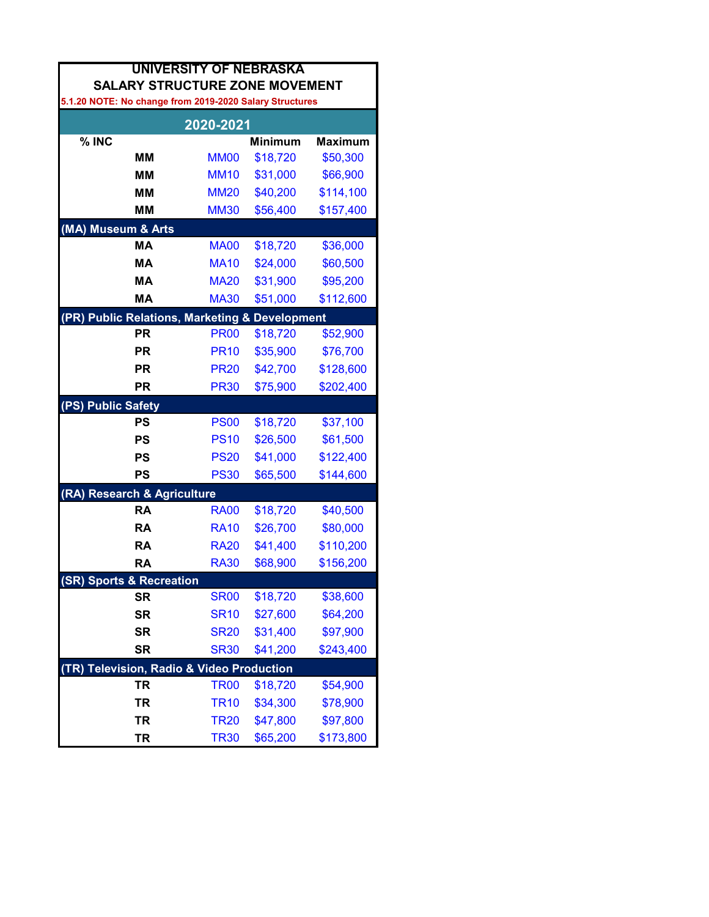## UNIVERSITY OF NEBRASKA
## SALARY STRUCTURE ZONE MOVEMENT

5.1.20 NOTE: No change from 2019-2020 Salary Structures

| 2020-2021 | | | |
|---|---|---|---|
| % INC | | Minimum | Maximum |
| MM | MM00 | $18,720 | $50,300 |
| MM | MM10 | $31,000 | $66,900 |
| MM | MM20 | $40,200 | $114,100 |
| MM | MM30 | $56,400 | $157,400 |
| (MA) Museum & Arts | | | |
| MA | MA00 | $18,720 | $36,000 |
| MA | MA10 | $24,000 | $60,500 |
| MA | MA20 | $31,900 | $95,200 |
| MA | MA30 | $51,000 | $112,600 |
| (PR) Public Relations, Marketing & Development | | | |
| PR | PR00 | $18,720 | $52,900 |
| PR | PR10 | $35,900 | $76,700 |
| PR | PR20 | $42,700 | $128,600 |
| PR | PR30 | $75,900 | $202,400 |
| (PS) Public Safety | | | |
| PS | PS00 | $18,720 | $37,100 |
| PS | PS10 | $26,500 | $61,500 |
| PS | PS20 | $41,000 | $122,400 |
| PS | PS30 | $65,500 | $144,600 |
| (RA) Research & Agriculture | | | |
| RA | RA00 | $18,720 | $40,500 |
| RA | RA10 | $26,700 | $80,000 |
| RA | RA20 | $41,400 | $110,200 |
| RA | RA30 | $68,900 | $156,200 |
| (SR) Sports & Recreation | | | |
| SR | SR00 | $18,720 | $38,600 |
| SR | SR10 | $27,600 | $64,200 |
| SR | SR20 | $31,400 | $97,900 |
| SR | SR30 | $41,200 | $243,400 |
| (TR) Television, Radio & Video Production | | | |
| TR | TR00 | $18,720 | $54,900 |
| TR | TR10 | $34,300 | $78,900 |
| TR | TR20 | $47,800 | $97,800 |
| TR | TR30 | $65,200 | $173,800 |